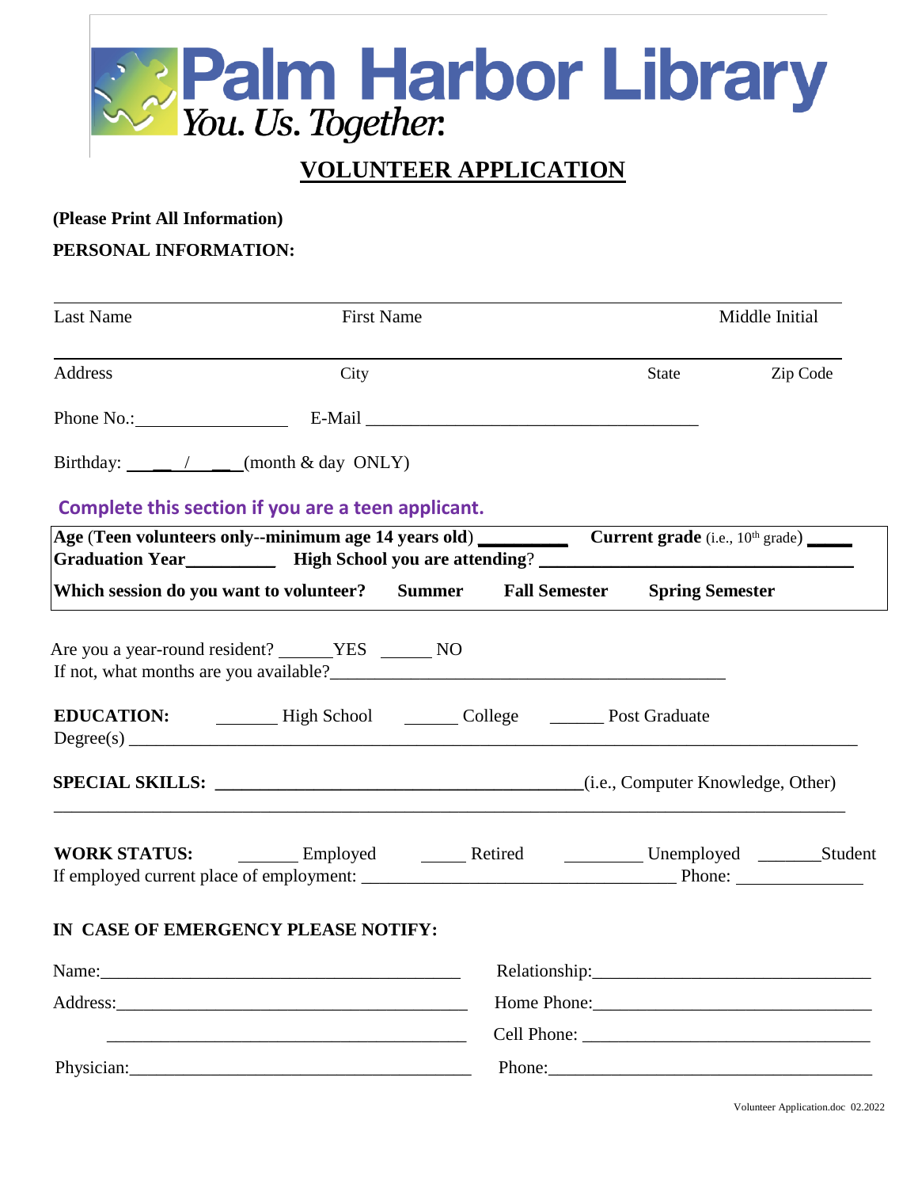# Palm Harbor Library

*You. Us. Together.*

## VOLUNTEER APPLICATION

**(Please Print All Information)**

**PERSONAL INFORMATION:**

________________________________________________________________________

Last Name First Name Middle Initial

________________________________________________________________________

Address City State Zip Code

Phone No.:_________________ E-Mail ______________________________________

Birthday: ____ / ____(month & day ONLY)

**Complete this section if you are a teen applicant.**

**Age** (**Teen volunteers only--minimum age 14 years old**) _________ **Current grade** (i.e., 10th grade) _____

**Graduation Year**_________ **High School you are attending**? ______________________________

**Which session do you want to volunteer? Summer Fall Semester Spring Semester**

Are you a year-round resident? ______YES ______ NO

If not, what months are you available?___________________________________________

**EDUCATION:** _______ High School ______ College ______ Post Graduate

Degree(s) ______________________________________________________________________________

**SPECIAL SKILLS: ________________________________________**(i.e., Computer Knowledge, Other)

________________________________________________________________________________

**WORK STATUS:** _______ Employed _____ Retired _________ Unemployed _______Student

If employed current place of employment: ___________________________________ Phone: ______________

**IN CASE OF EMERGENCY PLEASE NOTIFY:**

Name:_________________________________________ Relationship:______________________________

Address:_______________________________________ Home Phone:______________________________

_______________________________________ Cell Phone: ______________________________

Physician:______________________________________ Phone:___________________________________

Volunteer Application.doc 02.2022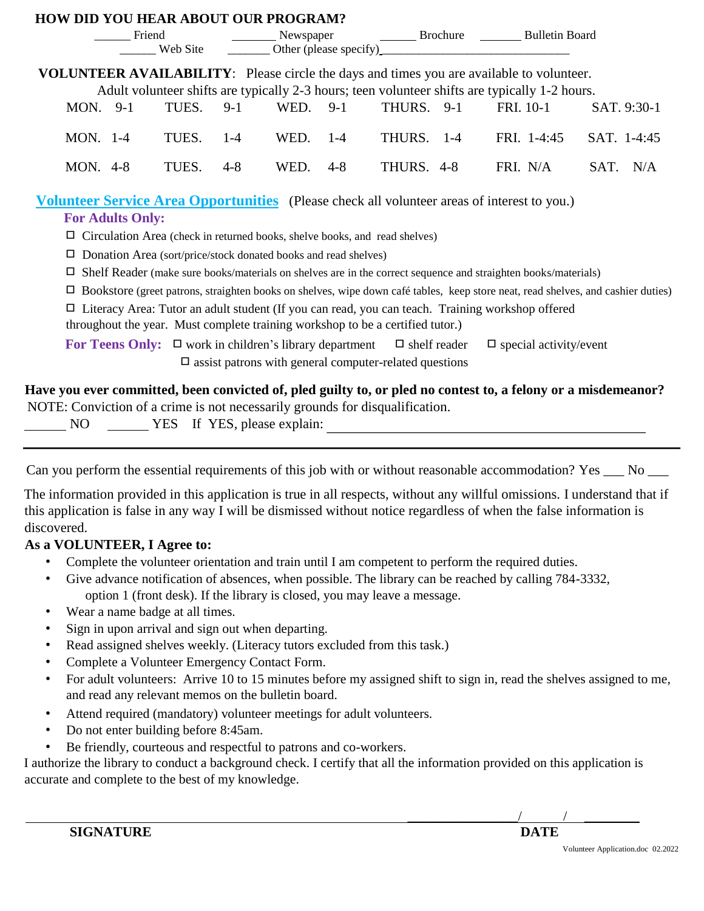**HOW DID YOU HEAR ABOUT OUR PROGRAM?**

______ Friend ______ Newspaper ______ Brochure ______ Bulletin Board

______ Web Site ______ Other (please specify)______________________________

**VOLUNTEER AVAILABILITY**: Please circle the days and times you are available to volunteer.

Adult volunteer shifts are typically 2-3 hours; teen volunteer shifts are typically 1-2 hours.

| | | | | | |
|---|---|---|---|---|---|
| MON. 9-1 | TUES. 9-1 | WED. 9-1 | THURS. 9-1 | FRI. 10-1 | SAT. 9:30-1 |
| MON. 1-4 | TUES. 1-4 | WED. 1-4 | THURS. 1-4 | FRI. 1-4:45 | SAT. 1-4:45 |
| MON. 4-8 | TUES. 4-8 | WED. 4-8 | THURS. 4-8 | FRI. N/A | SAT. N/A |

**Volunteer Service Area Opportunities** (Please check all volunteer areas of interest to you.)

**For Adults Only:**

- ☐ Circulation Area (check in returned books, shelve books, and read shelves)
- ☐ Donation Area (sort/price/stock donated books and read shelves)
- ☐ Shelf Reader (make sure books/materials on shelves are in the correct sequence and straighten books/materials)
- ☐ Bookstore (greet patrons, straighten books on shelves, wipe down café tables, keep store neat, read shelves, and cashier duties)
- ☐ Literacy Area: Tutor an adult student (If you can read, you can teach. Training workshop offered throughout the year. Must complete training workshop to be a certified tutor.)

**For Teens Only:** ☐ work in children's library department ☐ shelf reader ☐ special activity/event ☐ assist patrons with general computer-related questions

**Have you ever committed, been convicted of, pled guilty to, or pled no contest to, a felony or a misdemeanor?**

NOTE: Conviction of a crime is not necessarily grounds for disqualification.

______ NO ______ YES If YES, please explain: ______________________________________________

---

Can you perform the essential requirements of this job with or without reasonable accommodation? Yes ___ No ___

The information provided in this application is true in all respects, without any willful omissions. I understand that if this application is false in any way I will be dismissed without notice regardless of when the false information is discovered.

**As a VOLUNTEER, I Agree to:**

- Complete the volunteer orientation and train until I am competent to perform the required duties.
- Give advance notification of absences, when possible. The library can be reached by calling 784-3332, option 1 (front desk). If the library is closed, you may leave a message.
- Wear a name badge at all times.
- Sign in upon arrival and sign out when departing.
- Read assigned shelves weekly. (Literacy tutors excluded from this task.)
- Complete a Volunteer Emergency Contact Form.
- For adult volunteers: Arrive 10 to 15 minutes before my assigned shift to sign in, read the shelves assigned to me, and read any relevant memos on the bulletin board.
- Attend required (mandatory) volunteer meetings for adult volunteers.
- Do not enter building before 8:45am.
- Be friendly, courteous and respectful to patrons and co-workers.

I authorize the library to conduct a background check. I certify that all the information provided on this application is accurate and complete to the best of my knowledge.

______________________________________________ ________/____/________

**SIGNATURE** **DATE**

Volunteer Application.doc 02.2022